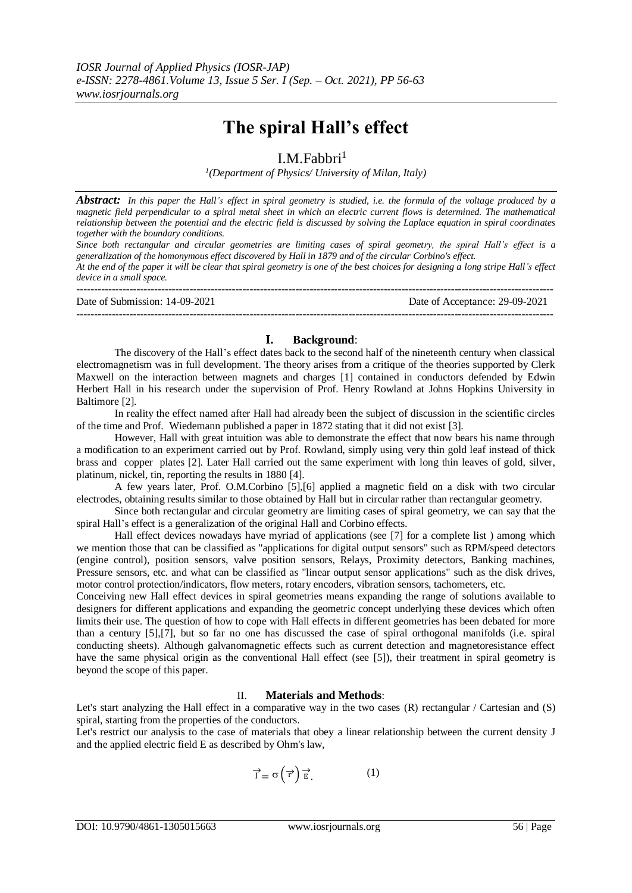# The spiral Hall's effect

I.M.Fabbri[1]

[1](Department of Physics/ University of Milan, Italy)

***Abstract:*** *In this paper the Hall's effect in spiral geometry is studied, i.e. the formula of the voltage produced by a magnetic field perpendicular to a spiral metal sheet in which an electric current flows is determined. The mathematical relationship between the potential and the electric field is discussed by solving the Laplace equation in spiral coordinates together with the boundary conditions.*

*Since both rectangular and circular geometries are limiting cases of spiral geometry, the spiral Hall's effect is a generalization of the homonymous effect discovered by Hall in 1879 and of the circular Corbino's effect.*

*At the end of the paper it will be clear that spiral geometry is one of the best choices for designing a long stripe Hall's effect device in a small space.*

---

Date of Submission: 14-09-2021 | Date of Acceptance: 29-09-2021

---

## I. Background:

The discovery of the Hall's effect dates back to the second half of the nineteenth century when classical electromagnetism was in full development. The theory arises from a critique of the theories supported by Clerk Maxwell on the interaction between magnets and charges [1] contained in conductors defended by Edwin Herbert Hall in his research under the supervision of Prof. Henry Rowland at Johns Hopkins University in Baltimore [2].

In reality the effect named after Hall had already been the subject of discussion in the scientific circles of the time and Prof. Wiedemann published a paper in 1872 stating that it did not exist [3].

However, Hall with great intuition was able to demonstrate the effect that now bears his name through a modification to an experiment carried out by Prof. Rowland, simply using very thin gold leaf instead of thick brass and copper plates [2]. Later Hall carried out the same experiment with long thin leaves of gold, silver, platinum, nickel, tin, reporting the results in 1880 [4].

A few years later, Prof. O.M.Corbino [5],[6] applied a magnetic field on a disk with two circular electrodes, obtaining results similar to those obtained by Hall but in circular rather than rectangular geometry.

Since both rectangular and circular geometry are limiting cases of spiral geometry, we can say that the spiral Hall's effect is a generalization of the original Hall and Corbino effects.

Hall effect devices nowadays have myriad of applications (see [7] for a complete list ) among which we mention those that can be classified as "applications for digital output sensors" such as RPM/speed detectors (engine control), position sensors, valve position sensors, Relays, Proximity detectors, Banking machines, Pressure sensors, etc. and what can be classified as "linear output sensor applications" such as the disk drives, motor control protection/indicators, flow meters, rotary encoders, vibration sensors, tachometers, etc.

Conceiving new Hall effect devices in spiral geometries means expanding the range of solutions available to designers for different applications and expanding the geometric concept underlying these devices which often limits their use. The question of how to cope with Hall effects in different geometries has been debated for more than a century [5],[7], but so far no one has discussed the case of spiral orthogonal manifolds (i.e. spiral conducting sheets). Although galvanomagnetic effects such as current detection and magnetoresistance effect have the same physical origin as the conventional Hall effect (see [5]), their treatment in spiral geometry is beyond the scope of this paper.

## II. Materials and Methods:

Let's start analyzing the Hall effect in a comparative way in the two cases (R) rectangular / Cartesian and (S) spiral, starting from the properties of the conductors.

Let's restrict our analysis to the case of materials that obey a linear relationship between the current density J and the applied electric field E as described by Ohm's law,

$$\vec{J} = \sigma\left(\vec{r}\right)\vec{E}. \qquad (1)$$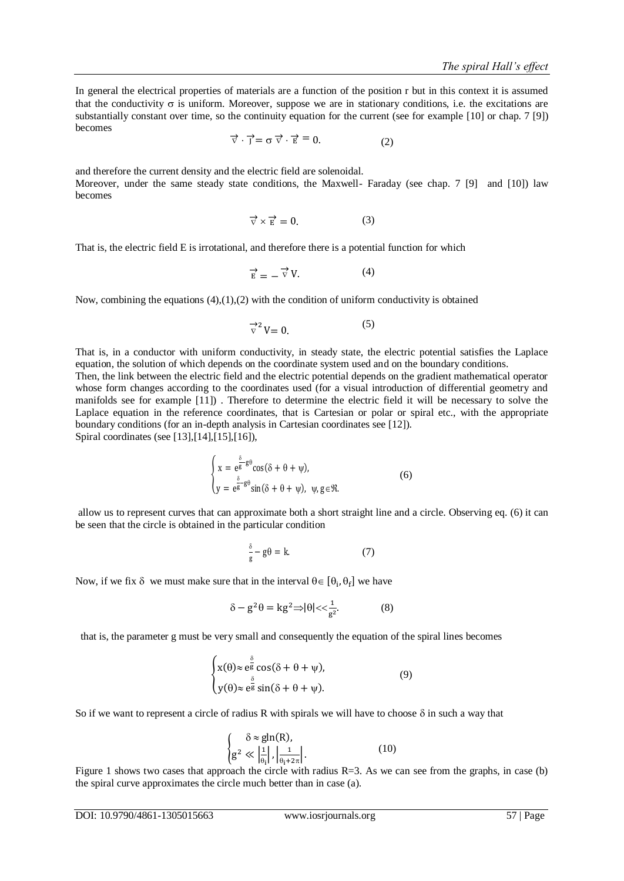In general the electrical properties of materials are a function of the position r but in this context it is assumed that the conductivity $\sigma$ is uniform. Moreover, suppose we are in stationary conditions, i.e. the excitations are substantially constant over time, so the continuity equation for the current (see for example [10] or chap. 7 [9]) becomes

$$\vec{\nabla} \cdot \vec{J} = \sigma \vec{\nabla} \cdot \vec{E} = 0. \tag{2}$$

and therefore the current density and the electric field are solenoidal.

Moreover, under the same steady state conditions, the Maxwell- Faraday (see chap. 7 [9] and [10]) law becomes

$$\vec{\nabla} \times \vec{E} = 0. \tag{3}$$

That is, the electric field E is irrotational, and therefore there is a potential function for which

$$\vec{E} = -\vec{\nabla} V. \tag{4}$$

Now, combining the equations (4),(1),(2) with the condition of uniform conductivity is obtained

$$\vec{\nabla}^2 V = 0. \tag{5}$$

That is, in a conductor with uniform conductivity, in steady state, the electric potential satisfies the Laplace equation, the solution of which depends on the coordinate system used and on the boundary conditions.

Then, the link between the electric field and the electric potential depends on the gradient mathematical operator whose form changes according to the coordinates used (for a visual introduction of differential geometry and manifolds see for example [11]) . Therefore to determine the electric field it will be necessary to solve the Laplace equation in the reference coordinates, that is Cartesian or polar or spiral etc., with the appropriate boundary conditions (for an in-depth analysis in Cartesian coordinates see [12]).

Spiral coordinates (see [13],[14],[15],[16]),

$$\begin{cases} x = e^{\frac{\delta}{g} - g\theta} \cos(\delta + \theta + \psi), \\ y = e^{\frac{\delta}{g} - g\theta} \sin(\delta + \theta + \psi), \quad \psi, g \in \Re. \end{cases} \tag{6}$$

allow us to represent curves that can approximate both a short straight line and a circle. Observing eq. (6) it can be seen that the circle is obtained in the particular condition

$$\frac{\delta}{g} - g\theta = k. \tag{7}$$

Now, if we fix $\delta$ we must make sure that in the interval $\theta \in [\theta_i, \theta_f]$ we have

$$\delta - g^2\theta = kg^2 \Rightarrow |\theta| << \frac{1}{g^2}. \tag{8}$$

that is, the parameter g must be very small and consequently the equation of the spiral lines becomes

$$\begin{cases} x(\theta) \approx e^{\frac{\delta}{g}} \cos(\delta + \theta + \psi), \\ y(\theta) \approx e^{\frac{\delta}{g}} \sin(\delta + \theta + \psi). \end{cases} \tag{9}$$

So if we want to represent a circle of radius R with spirals we will have to choose $\delta$ in such a way that

$$\begin{cases} \delta \approx g\ln(R), \\ g^2 \ll \left|\frac{1}{\theta_i}\right|, \left|\frac{1}{\theta_i + 2\pi}\right|. \end{cases} \tag{10}$$

Figure 1 shows two cases that approach the circle with radius R=3. As we can see from the graphs, in case (b) the spiral curve approximates the circle much better than in case (a).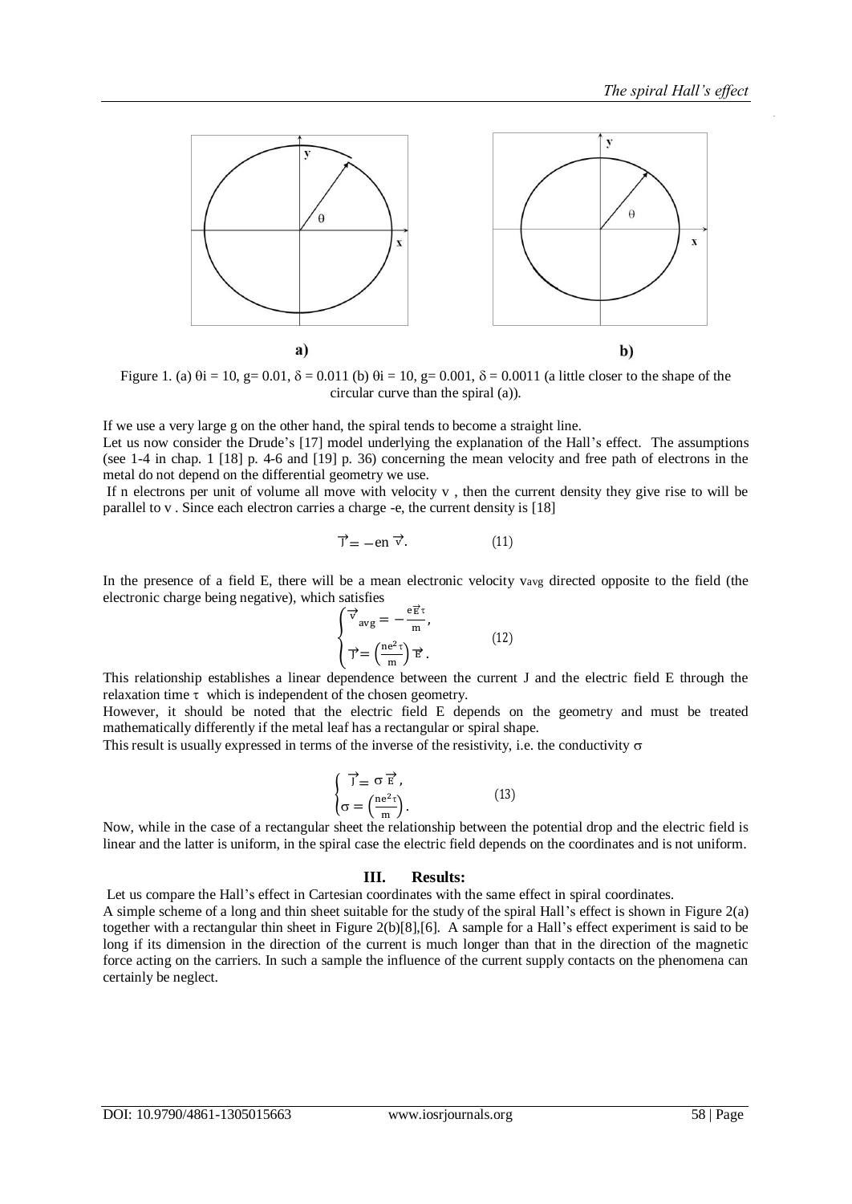a) b)

Figure 1. (a) $\theta i = 10$, g= 0.01, $\delta = 0.011$ (b) $\theta i = 10$, g= 0.001, $\delta = 0.0011$ (a little closer to the shape of the circular curve than the spiral (a)).

If we use a very large g on the other hand, the spiral tends to become a straight line.

Let us now consider the Drude's [17] model underlying the explanation of the Hall's effect. The assumptions (see 1-4 in chap. 1 [18] p. 4-6 and [19] p. 36) concerning the mean velocity and free path of electrons in the metal do not depend on the differential geometry we use.

If n electrons per unit of volume all move with velocity v , then the current density they give rise to will be parallel to v . Since each electron carries a charge -e, the current density is [18]

$$\vec{J} = -en\,\vec{v}. \qquad (11)$$

In the presence of a field E, there will be a mean electronic velocity $v_{avg}$ directed opposite to the field (the electronic charge being negative), which satisfies

$$\begin{cases} \vec{v}_{avg} = -\frac{e\vec{E}\tau}{m}, \\ \vec{J} = \left(\frac{ne^2\tau}{m}\right)\vec{E}. \end{cases} \qquad (12)$$

This relationship establishes a linear dependence between the current J and the electric field E through the relaxation time $\tau$ which is independent of the chosen geometry.

However, it should be noted that the electric field E depends on the geometry and must be treated mathematically differently if the metal leaf has a rectangular or spiral shape.

This result is usually expressed in terms of the inverse of the resistivity, i.e. the conductivity $\sigma$

$$\begin{cases} \vec{J} = \sigma\,\vec{E}, \\ \sigma = \left(\frac{ne^2\tau}{m}\right). \end{cases} \qquad (13)$$

Now, while in the case of a rectangular sheet the relationship between the potential drop and the electric field is linear and the latter is uniform, in the spiral case the electric field depends on the coordinates and is not uniform.

## III. Results:

Let us compare the Hall's effect in Cartesian coordinates with the same effect in spiral coordinates.

A simple scheme of a long and thin sheet suitable for the study of the spiral Hall's effect is shown in Figure 2(a) together with a rectangular thin sheet in Figure 2(b)[8],[6]. A sample for a Hall's effect experiment is said to be long if its dimension in the direction of the current is much longer than that in the direction of the magnetic force acting on the carriers. In such a sample the influence of the current supply contacts on the phenomena can certainly be neglect.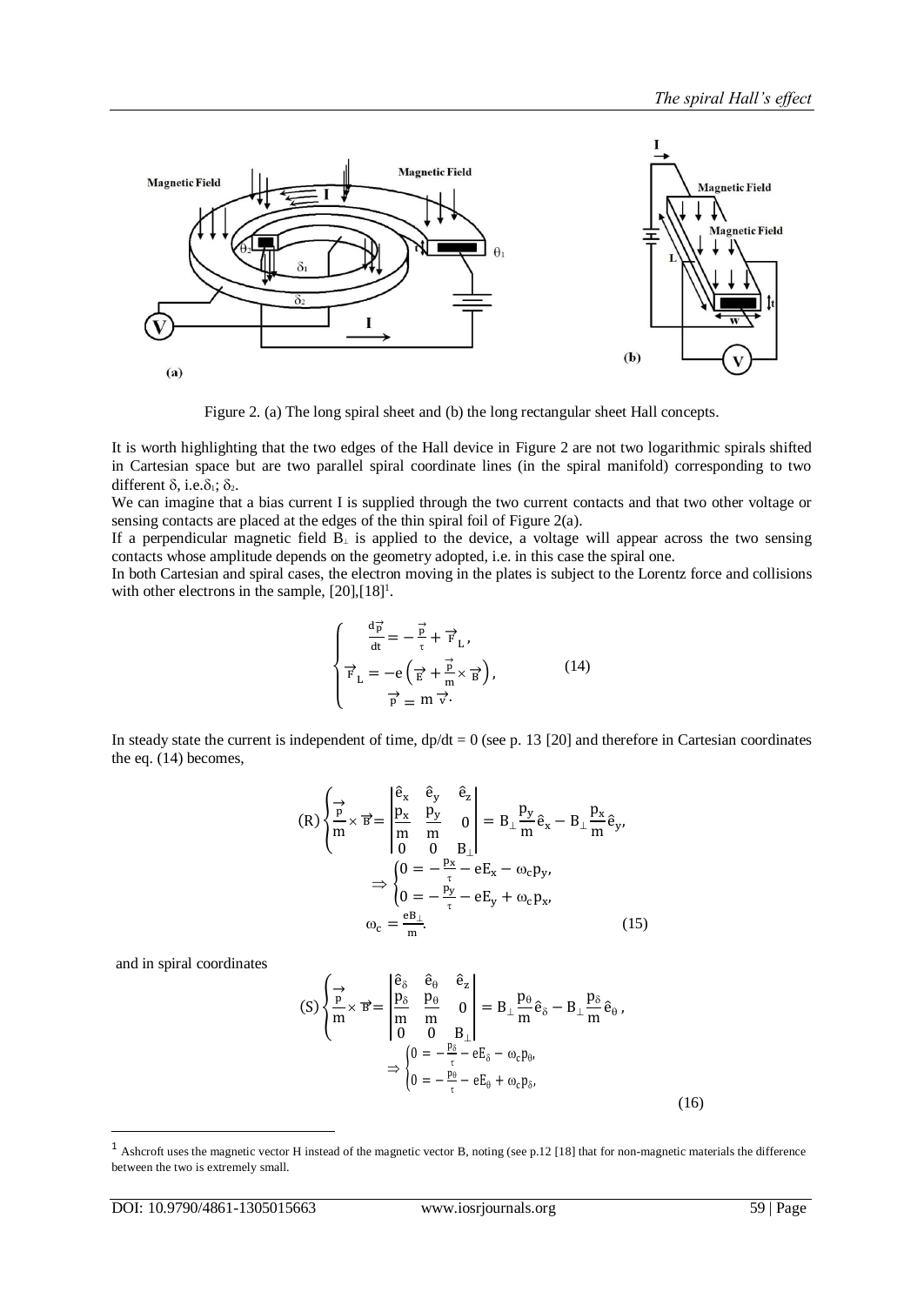Figure 2. (a) The long spiral sheet and (b) the long rectangular sheet Hall concepts.

It is worth highlighting that the two edges of the Hall device in Figure 2 are not two logarithmic spirals shifted in Cartesian space but are two parallel spiral coordinate lines (in the spiral manifold) corresponding to two different δ, i.e. $\delta_1$; $\delta_2$.

We can imagine that a bias current I is supplied through the two current contacts and that two other voltage or sensing contacts are placed at the edges of the thin spiral foil of Figure 2(a).

If a perpendicular magnetic field $B_\perp$ is applied to the device, a voltage will appear across the two sensing contacts whose amplitude depends on the geometry adopted, i.e. in this case the spiral one.

In both Cartesian and spiral cases, the electron moving in the plates is subject to the Lorentz force and collisions with other electrons in the sample, [20],[18][1].

$$\begin{cases} \frac{d\vec{p}}{dt} = -\frac{\vec{p}}{\tau} + \vec{F}_L, \\ \vec{F}_L = -e\left(\vec{E} + \frac{\vec{p}}{m} \times \vec{B}\right), \\ \vec{p} = m\,\vec{v}. \end{cases} \tag{14}$$

In steady state the current is independent of time, $dp/dt = 0$ (see p. 13 [20] and therefore in Cartesian coordinates the eq. (14) becomes,

$$(R)\begin{cases} \frac{\vec{p}}{m} \times \vec{B} = \begin{vmatrix} \hat{e}_x & \hat{e}_y & \hat{e}_z \\ \frac{p_x}{m} & \frac{p_y}{m} & 0 \\ 0 & 0 & B_\perp \end{vmatrix} = B_\perp \frac{p_y}{m}\hat{e}_x - B_\perp \frac{p_x}{m}\hat{e}_y, \end{cases}$$

$$\Rightarrow \begin{cases} 0 = -\frac{p_x}{\tau} - eE_x - \omega_c p_y, \\ 0 = -\frac{p_y}{\tau} - eE_y + \omega_c p_x, \end{cases}$$

$$\omega_c = \frac{eB_\perp}{m}. \tag{15}$$

and in spiral coordinates

$$(S)\begin{cases} \frac{\vec{p}}{m} \times \vec{B} = \begin{vmatrix} \hat{e}_\delta & \hat{e}_\theta & \hat{e}_z \\ \frac{p_\delta}{m} & \frac{p_\theta}{m} & 0 \\ 0 & 0 & B_\perp \end{vmatrix} = B_\perp \frac{p_\theta}{m}\hat{e}_\delta - B_\perp \frac{p_\delta}{m}\hat{e}_\theta, \end{cases}$$

$$\Rightarrow \begin{cases} 0 = -\frac{p_\delta}{\tau} - eE_\delta - \omega_c p_\theta, \\ 0 = -\frac{p_\theta}{\tau} - eE_\theta + \omega_c p_\delta, \end{cases} \tag{16}$$

[1] Ashcroft uses the magnetic vector H instead of the magnetic vector B, noting (see p.12 [18] that for non-magnetic materials the difference between the two is extremely small.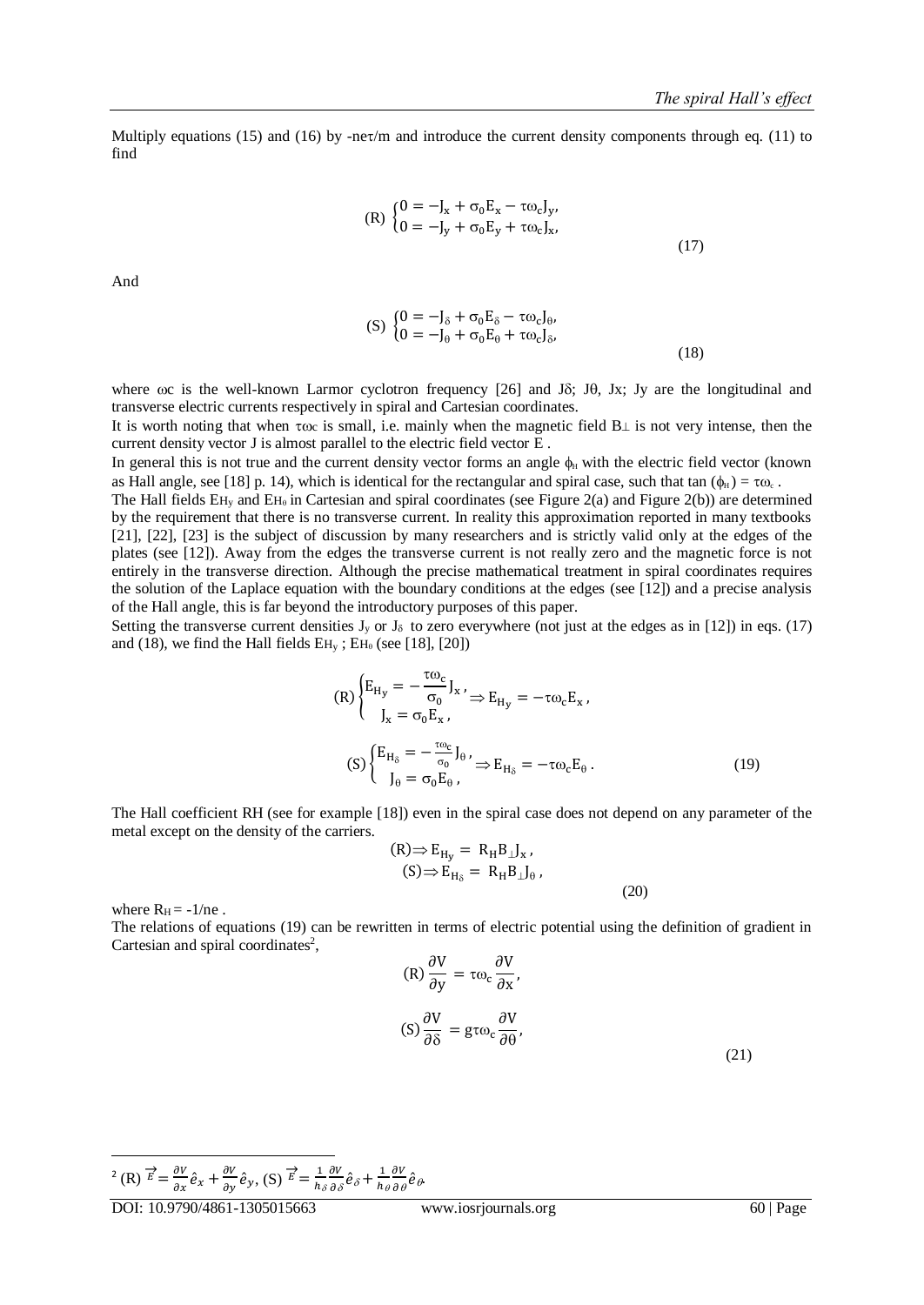Multiply equations (15) and (16) by -ne$\tau$/m and introduce the current density components through eq. (11) to find

$$
\text{(R)} \begin{cases} 0 = -J_x + \sigma_0 E_x - \tau\omega_c J_y, \\ 0 = -J_y + \sigma_0 E_y + \tau\omega_c J_x, \end{cases} \tag{17}
$$

And

$$
\text{(S)} \begin{cases} 0 = -J_\delta + \sigma_0 E_\delta - \tau\omega_c J_\theta, \\ 0 = -J_\theta + \sigma_0 E_\theta + \tau\omega_c J_\delta, \end{cases} \tag{18}
$$

where $\omega c$ is the well-known Larmor cyclotron frequency [26] and $J\delta$; $J\theta$, $Jx$; $Jy$ are the longitudinal and transverse electric currents respectively in spiral and Cartesian coordinates.

It is worth noting that when $\tau\omega c$ is small, i.e. mainly when the magnetic field $B_\perp$ is not very intense, then the current density vector J is almost parallel to the electric field vector E .

In general this is not true and the current density vector forms an angle $\phi_H$ with the electric field vector (known as Hall angle, see [18] p. 14), which is identical for the rectangular and spiral case, such that $\tan(\phi_H) = \tau\omega_c$ .

The Hall fields $E_{H_y}$ and $E_{H_\theta}$ in Cartesian and spiral coordinates (see Figure 2(a) and Figure 2(b)) are determined by the requirement that there is no transverse current. In reality this approximation reported in many textbooks [21], [22], [23] is the subject of discussion by many researchers and is strictly valid only at the edges of the plates (see [12]). Away from the edges the transverse current is not really zero and the magnetic force is not entirely in the transverse direction. Although the precise mathematical treatment in spiral coordinates requires the solution of the Laplace equation with the boundary conditions at the edges (see [12]) and a precise analysis of the Hall angle, this is far beyond the introductory purposes of this paper.

Setting the transverse current densities $J_y$ or $J_\delta$ to zero everywhere (not just at the edges as in [12]) in eqs. (17) and (18), we find the Hall fields $E_{H_y}$ ; $E_{H_\theta}$ (see [18], [20])

$$
\text{(R)} \begin{cases} E_{H_y} = -\dfrac{\tau\omega_c}{\sigma_0} J_x , \\ J_x = \sigma_0 E_x , \end{cases} \Rightarrow E_{H_y} = -\tau\omega_c E_x ,
$$

$$
\text{(S)} \begin{cases} E_{H_\delta} = -\frac{\tau\omega_c}{\sigma_0} J_\theta , \\ J_\theta = \sigma_0 E_\theta , \end{cases} \Rightarrow E_{H_\delta} = -\tau\omega_c E_\theta . \tag{19}
$$

The Hall coefficient RH (see for example [18]) even in the spiral case does not depend on any parameter of the metal except on the density of the carriers.

$$
\begin{aligned} &\text{(R)} \Rightarrow E_{H_y} = R_H B_\perp J_x , \\ &\text{(S)} \Rightarrow E_{H_\delta} = R_H B_\perp J_\theta , \end{aligned} \tag{20}
$$

where $R_H = -1/ne$ .

The relations of equations (19) can be rewritten in terms of electric potential using the definition of gradient in Cartesian and spiral coordinates[2],

$$
\text{(R)} \frac{\partial V}{\partial y} = \tau\omega_c \frac{\partial V}{\partial x},
$$

$$
\text{(S)} \frac{\partial V}{\partial \delta} = g\tau\omega_c \frac{\partial V}{\partial \theta}, \tag{21}
$$

---

[2] (R) $\vec{E} = \frac{\partial V}{\partial x}\hat{e}_x + \frac{\partial V}{\partial y}\hat{e}_y$, (S) $\vec{E} = \frac{1}{h_\delta}\frac{\partial V}{\partial \delta}\hat{e}_\delta + \frac{1}{h_\theta}\frac{\partial V}{\partial \theta}\hat{e}_\theta$.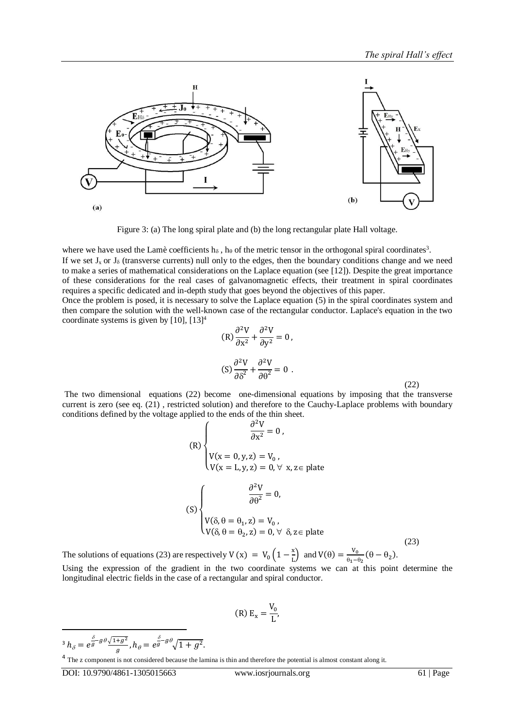Figure 3: (a) The long spiral plate and (b) the long rectangular plate Hall voltage.

where we have used the Lamè coefficients $h_\delta$ , $h_\theta$ of the metric tensor in the orthogonal spiral coordinates[3].

If we set $J_x$ or $J_\delta$ (transverse currents) null only to the edges, then the boundary conditions change and we need to make a series of mathematical considerations on the Laplace equation (see [12]). Despite the great importance of these considerations for the real cases of galvanomagnetic effects, their treatment in spiral coordinates requires a specific dedicated and in-depth study that goes beyond the objectives of this paper.

Once the problem is posed, it is necessary to solve the Laplace equation (5) in the spiral coordinates system and then compare the solution with the well-known case of the rectangular conductor. Laplace's equation in the two coordinate systems is given by [10], [13][4]

$$
\begin{aligned}
&(\mathrm{R})\ \frac{\partial^2 V}{\partial x^2} + \frac{\partial^2 V}{\partial y^2} = 0\,, \\
&(\mathrm{S})\ \frac{\partial^2 V}{\partial \delta^2} + \frac{\partial^2 V}{\partial \theta^2} = 0\ .
\end{aligned}
\tag{22}
$$

The two dimensional equations (22) become one-dimensional equations by imposing that the transverse current is zero (see eq. (21) , restricted solution) and therefore to the Cauchy-Laplace problems with boundary conditions defined by the voltage applied to the ends of the thin sheet.

$$
(\mathrm{R}) \begin{cases} \dfrac{\partial^2 V}{\partial x^2} = 0\,, \\ V(x = 0, y, z) = V_0\,, \\ V(x = L, y, z) = 0,\ \forall\ x, z \in \text{plate} \end{cases}
$$

$$
(\mathrm{S}) \begin{cases} \dfrac{\partial^2 V}{\partial \theta^2} = 0, \\ V(\delta, \theta = \theta_1, z) = V_0\,, \\ V(\delta, \theta = \theta_2, z) = 0,\ \forall\ \delta, z \in \text{plate} \end{cases}
\tag{23}
$$

The solutions of equations (23) are respectively $V(x) = V_0\left(1 - \frac{x}{L}\right)$ and $V(\theta) = \frac{V_0}{\theta_1 - \theta_2}(\theta - \theta_2)$.

Using the expression of the gradient in the two coordinate systems we can at this point determine the longitudinal electric fields in the case of a rectangular and spiral conductor.

$$
(\mathrm{R})\ E_x = \frac{V_0}{L},
$$

[3] $h_\delta = e^{\frac{\delta}{g} - g\theta} \frac{\sqrt{1+g^2}}{g}, h_\theta = e^{\frac{\delta}{g} - g\theta}\sqrt{1+g^2}$.

[4] The z component is not considered because the lamina is thin and therefore the potential is almost constant along it.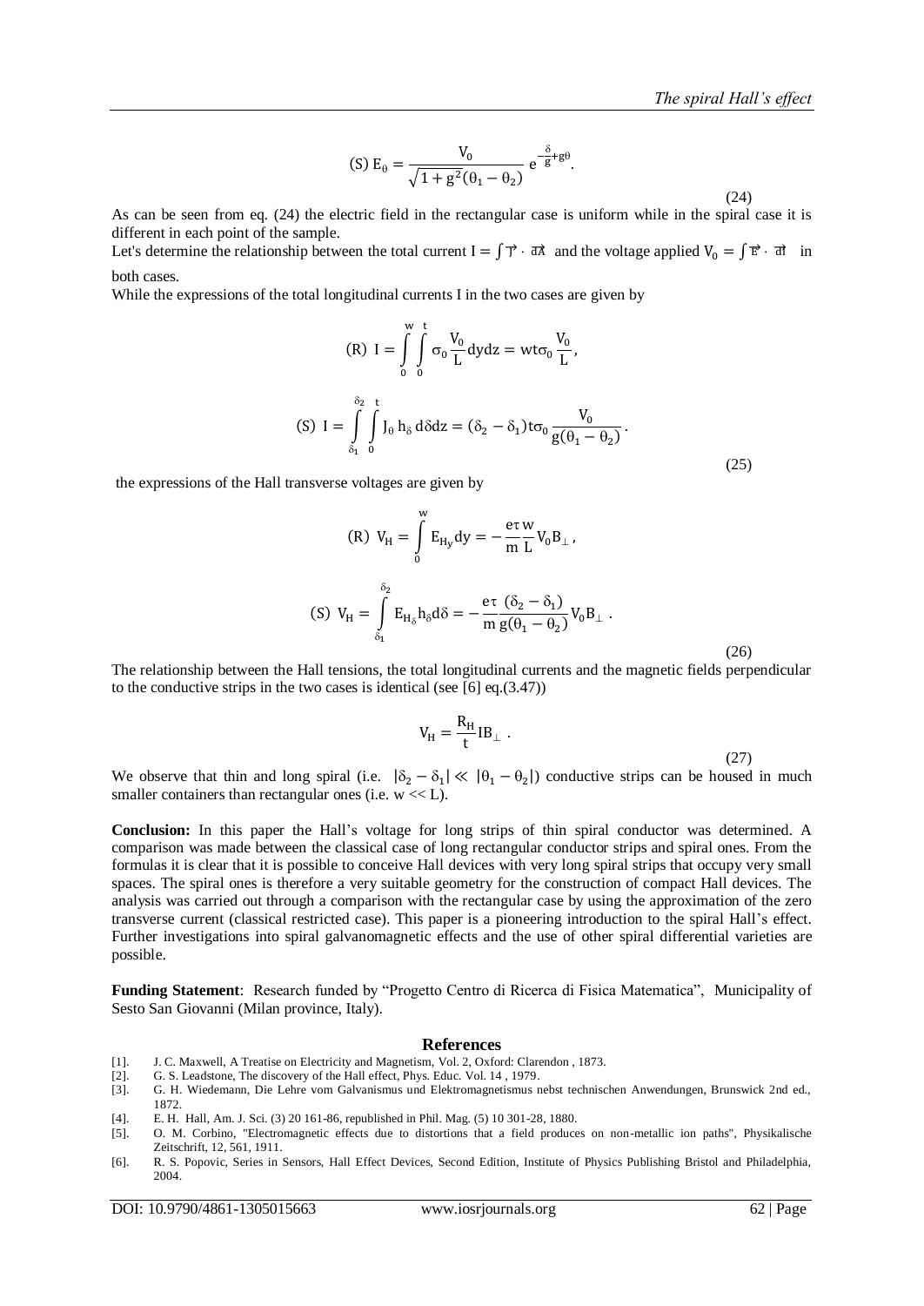$$\text{(S) } E_\theta = \frac{V_0}{\sqrt{1+g^2(\theta_1-\theta_2)}}\, e^{-\frac{\delta}{g}+g\theta}. \tag{24}$$

As can be seen from eq. (24) the electric field in the rectangular case is uniform while in the spiral case it is different in each point of the sample.

Let's determine the relationship between the total current $I = \int \vec{J} \cdot \overrightarrow{dA}$ and the voltage applied $V_0 = \int \vec{E} \cdot \overrightarrow{dl}$ in both cases.

While the expressions of the total longitudinal currents I in the two cases are given by

$$\text{(R) } I = \int_0^w \int_0^t \sigma_0 \frac{V_0}{L} dy dz = wt\sigma_0 \frac{V_0}{L},$$

$$\text{(S) } I = \int_{\delta_1}^{\delta_2} \int_0^t J_\theta\, h_\delta\, d\delta dz = (\delta_2-\delta_1)t\sigma_0 \frac{V_0}{g(\theta_1-\theta_2)}. \tag{25}$$

the expressions of the Hall transverse voltages are given by

$$\text{(R) } V_H = \int_0^w E_{H_y} dy = -\frac{e\tau}{m}\frac{w}{L} V_0 B_\perp,$$

$$\text{(S) } V_H = \int_{\delta_1}^{\delta_2} E_{H_\delta} h_\delta d\delta = -\frac{e\tau}{m}\frac{(\delta_2-\delta_1)}{g(\theta_1-\theta_2)} V_0 B_\perp. \tag{26}$$

The relationship between the Hall tensions, the total longitudinal currents and the magnetic fields perpendicular to the conductive strips in the two cases is identical (see [6] eq.(3.47))

$$V_H = \frac{R_H}{t} I B_\perp. \tag{27}$$

We observe that thin and long spiral (i.e. $|\delta_2-\delta_1| \ll |\theta_1-\theta_2|$) conductive strips can be housed in much smaller containers than rectangular ones (i.e. $w \ll L$).

**Conclusion:** In this paper the Hall's voltage for long strips of thin spiral conductor was determined. A comparison was made between the classical case of long rectangular conductor strips and spiral ones. From the formulas it is clear that it is possible to conceive Hall devices with very long spiral strips that occupy very small spaces. The spiral ones is therefore a very suitable geometry for the construction of compact Hall devices. The analysis was carried out through a comparison with the rectangular case by using the approximation of the zero transverse current (classical restricted case). This paper is a pioneering introduction to the spiral Hall's effect. Further investigations into spiral galvanomagnetic effects and the use of other spiral differential varieties are possible.

**Funding Statement**: Research funded by "Progetto Centro di Ricerca di Fisica Matematica", Municipality of Sesto San Giovanni (Milan province, Italy).

## References

[1]. J. C. Maxwell, A Treatise on Electricity and Magnetism, Vol. 2, Oxford: Clarendon , 1873.

[2]. G. S. Leadstone, The discovery of the Hall effect, Phys. Educ. Vol. 14 , 1979.

[3]. G. H. Wiedemann, Die Lehre vom Galvanismus und Elektromagnetismus nebst technischen Anwendungen, Brunswick 2nd ed., 1872.

[4]. E. H. Hall, Am. J. Sci. (3) 20 161-86, republished in Phil. Mag. (5) 10 301-28, 1880.

[5]. O. M. Corbino, "Electromagnetic effects due to distortions that a field produces on non-metallic ion paths", Physikalische Zeitschrift, 12, 561, 1911.

[6]. R. S. Popovic, Series in Sensors, Hall Effect Devices, Second Edition, Institute of Physics Publishing Bristol and Philadelphia, 2004.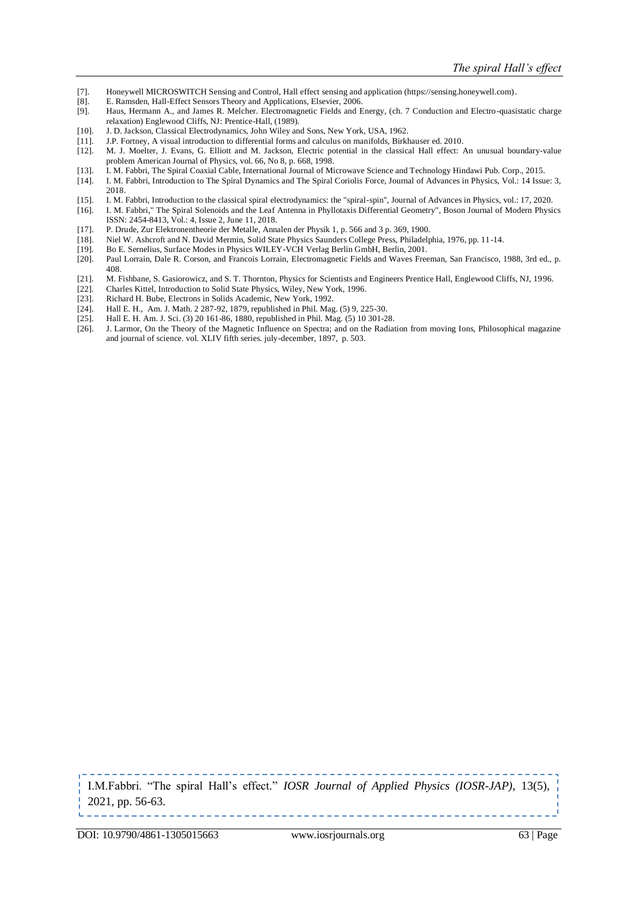[7]. Honeywell MICROSWITCH Sensing and Control, Hall effect sensing and application (https://sensing.honeywell.com).

[8]. E. Ramsden, Hall-Effect Sensors Theory and Applications, Elsevier, 2006.

[9]. Haus, Hermann A., and James R. Melcher. Electromagnetic Fields and Energy, (ch. 7 Conduction and Electro-quasistatic charge relaxation) Englewood Cliffs, NJ: Prentice-Hall, (1989).

[10]. J. D. Jackson, Classical Electrodynamics, John Wiley and Sons, New York, USA, 1962.

[11]. J.P. Fortney, A visual introduction to differential forms and calculus on manifolds, Birkhauser ed. 2010.

[12]. M. J. Moelter, J. Evans, G. Elliott and M. Jackson, Electric potential in the classical Hall effect: An unusual boundary-value problem American Journal of Physics, vol. 66, No 8, p. 668, 1998.

[13]. I. M. Fabbri, The Spiral Coaxial Cable, International Journal of Microwave Science and Technology Hindawi Pub. Corp., 2015.

[14]. I. M. Fabbri, Introduction to The Spiral Dynamics and The Spiral Coriolis Force, Journal of Advances in Physics, Vol.: 14 Issue: 3, 2018.

[15]. I. M. Fabbri, Introduction to the classical spiral electrodynamics: the "spiral-spin", Journal of Advances in Physics, vol.: 17, 2020.

[16]. I. M. Fabbri," The Spiral Solenoids and the Leaf Antenna in Phyllotaxis Differential Geometry", Boson Journal of Modern Physics ISSN: 2454-8413, Vol.: 4, Issue 2, June 11, 2018.

[17]. P. Drude, Zur Elektronentheorie der Metalle, Annalen der Physik 1, p. 566 and 3 p. 369, 1900.

[18]. Niel W. Ashcroft and N. David Mermin, Solid State Physics Saunders College Press, Philadelphia, 1976, pp. 11-14.

[19]. Bo E. Sernelius, Surface Modes in Physics WILEY-VCH Verlag Berlin GmbH, Berlin, 2001.

[20]. Paul Lorrain, Dale R. Corson, and Francois Lorrain, Electromagnetic Fields and Waves Freeman, San Francisco, 1988, 3rd ed., p. 408.

[21]. M. Fishbane, S. Gasiorowicz, and S. T. Thornton, Physics for Scientists and Engineers Prentice Hall, Englewood Cliffs, NJ, 1996.

[22]. Charles Kittel, Introduction to Solid State Physics, Wiley, New York, 1996.

[23]. Richard H. Bube, Electrons in Solids Academic, New York, 1992.

[24]. Hall E. H., Am. J. Math. 2 287-92, 1879, republished in Phil. Mag. (5) 9, 225-30.

[25]. Hall E. H. Am. J. Sci. (3) 20 161-86, 1880, republished in Phil. Mag. (5) 10 301-28.

[26]. J. Larmor, On the Theory of the Magnetic Influence on Spectra; and on the Radiation from moving Ions, Philosophical magazine and journal of science. vol. XLIV fifth series. july-december, 1897, p. 503.

I.M.Fabbri. "The spiral Hall's effect." *IOSR Journal of Applied Physics (IOSR-JAP)*, 13(5), 2021, pp. 56-63.